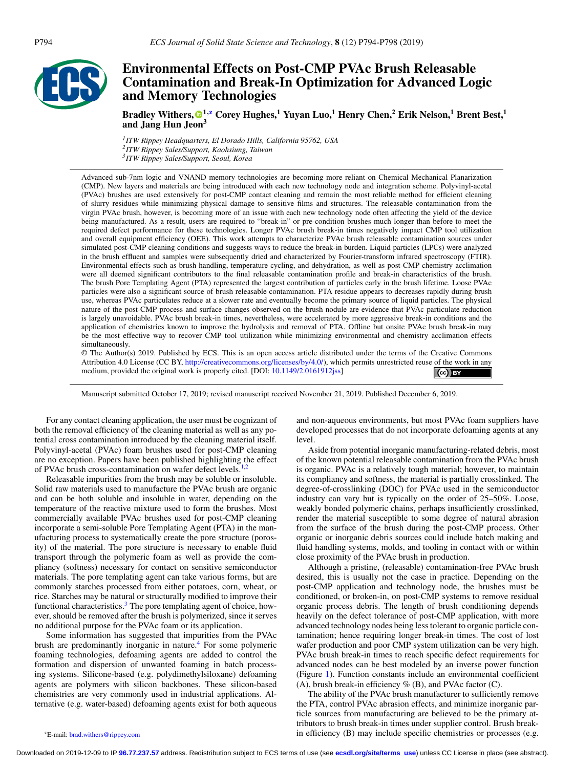# Environmental Effects on Post-CMP PVAc Brush Releasable Contamination and Break-In Optimization for Advanced Logic and Memory Technologies

**Bradley Withers,[1,z] Corey Hughes,[1] Yuyan Luo,[1] Henry Chen,[2] Erik Nelson,[1] Brent Best,[1] and Jang Hun Jeon[3]**

*[1]ITW Rippey Headquarters, El Dorado Hills, California 95762, USA*
*[2]ITW Rippey Sales/Support, Kaohsiung, Taiwan*
*[3]ITW Rippey Sales/Support, Seoul, Korea*

Advanced sub-7nm logic and VNAND memory technologies are becoming more reliant on Chemical Mechanical Planarization (CMP). New layers and materials are being introduced with each new technology node and integration scheme. Polyvinyl-acetal (PVAc) brushes are used extensively for post-CMP contact cleaning and remain the most reliable method for efficient cleaning of slurry residues while minimizing physical damage to sensitive films and structures. The releasable contamination from the virgin PVAc brush, however, is becoming more of an issue with each new technology node often affecting the yield of the device being manufactured. As a result, users are required to "break-in" or pre-condition brushes much longer than before to meet the required defect performance for these technologies. Longer PVAc brush break-in times negatively impact CMP tool utilization and overall equipment efficiency (OEE). This work attempts to characterize PVAc brush releasable contamination sources under simulated post-CMP cleaning conditions and suggests ways to reduce the break-in burden. Liquid particles (LPCs) were analyzed in the brush effluent and samples were subsequently dried and characterized by Fourier-transform infrared spectroscopy (FTIR). Environmental effects such as brush handling, temperature cycling, and dehydration, as well as post-CMP chemistry acclimation were all deemed significant contributors to the final releasable contamination profile and break-in characteristics of the brush. The brush Pore Templating Agent (PTA) represented the largest contribution of particles early in the brush lifetime. Loose PVAc particles were also a significant source of brush releasable contamination. PTA residue appears to decreases rapidly during brush use, whereas PVAc particulates reduce at a slower rate and eventually become the primary source of liquid particles. The physical nature of the post-CMP process and surface changes observed on the brush nodule are evidence that PVAc particulate reduction is largely unavoidable. PVAc brush break-in times, nevertheless, were accelerated by more aggressive break-in conditions and the application of chemistries known to improve the hydrolysis and removal of PTA. Offline but onsite PVAc brush break-in may be the most effective way to recover CMP tool utilization while minimizing environmental and chemistry acclimation effects simultaneously.

© The Author(s) 2019. Published by ECS. This is an open access article distributed under the terms of the Creative Commons Attribution 4.0 License (CC BY, http://creativecommons.org/licenses/by/4.0/), which permits unrestricted reuse of the work in any medium, provided the original work is properly cited. [DOI: 10.1149/2.0161912jss]

Manuscript submitted October 17, 2019; revised manuscript received November 21, 2019. Published December 6, 2019.

For any contact cleaning application, the user must be cognizant of both the removal efficiency of the cleaning material as well as any potential cross contamination introduced by the cleaning material itself. Polyvinyl-acetal (PVAc) foam brushes used for post-CMP cleaning are no exception. Papers have been published highlighting the effect of PVAc brush cross-contamination on wafer defect levels.[1,2]

Releasable impurities from the brush may be soluble or insoluble. Solid raw materials used to manufacture the PVAc brush are organic and can be both soluble and insoluble in water, depending on the temperature of the reactive mixture used to form the brushes. Most commercially available PVAc brushes used for post-CMP cleaning incorporate a semi-soluble Pore Templating Agent (PTA) in the manufacturing process to systematically create the pore structure (porosity) of the material. The pore structure is necessary to enable fluid transport through the polymeric foam as well as provide the compliancy (softness) necessary for contact on sensitive semiconductor materials. The pore templating agent can take various forms, but are commonly starches processed from either potatoes, corn, wheat, or rice. Starches may be natural or structurally modified to improve their functional characteristics.[3] The pore templating agent of choice, however, should be removed after the brush is polymerized, since it serves no additional purpose for the PVAc foam or its application.

Some information has suggested that impurities from the PVAc brush are predominantly inorganic in nature.[4] For some polymeric foaming technologies, defoaming agents are added to control the formation and dispersion of unwanted foaming in batch processing systems. Silicone-based (e.g. polydimethylsiloxane) defoaming agents are polymers with silicon backbones. These silicon-based chemistries are very commonly used in industrial applications. Alternative (e.g. water-based) defoaming agents exist for both aqueous and non-aqueous environments, but most PVAc foam suppliers have developed processes that do not incorporate defoaming agents at any level.

Aside from potential inorganic manufacturing-related debris, most of the known potential releasable contamination from the PVAc brush is organic. PVAc is a relatively tough material; however, to maintain its compliancy and softness, the material is partially crosslinked. The degree-of-crosslinking (DOC) for PVAc used in the semiconductor industry can vary but is typically on the order of 25–50%. Loose, weakly bonded polymeric chains, perhaps insufficiently crosslinked, render the material susceptible to some degree of natural abrasion from the surface of the brush during the post-CMP process. Other organic or inorganic debris sources could include batch making and fluid handling systems, molds, and tooling in contact with or within close proximity of the PVAc brush in production.

Although a pristine, (releasable) contamination-free PVAc brush desired, this is usually not the case in practice. Depending on the post-CMP application and technology node, the brushes must be conditioned, or broken-in, on post-CMP systems to remove residual organic process debris. The length of brush conditioning depends heavily on the defect tolerance of post-CMP application, with more advanced technology nodes being less tolerant to organic particle contamination; hence requiring longer break-in times. The cost of lost wafer production and poor CMP system utilization can be very high. PVAc brush break-in times to reach specific defect requirements for advanced nodes can be best modeled by an inverse power function (Figure 1). Function constants include an environmental coefficient (A), brush break-in efficiency % (B), and PVAc factor (C).

The ability of the PVAc brush manufacturer to sufficiently remove the PTA, control PVAc abrasion effects, and minimize inorganic particle sources from manufacturing are believed to be the primary attributors to brush break-in times under supplier control. Brush break-in efficiency (B) may include specific chemistries or processes (e.g.

[z]E-mail: brad.withers@rippey.com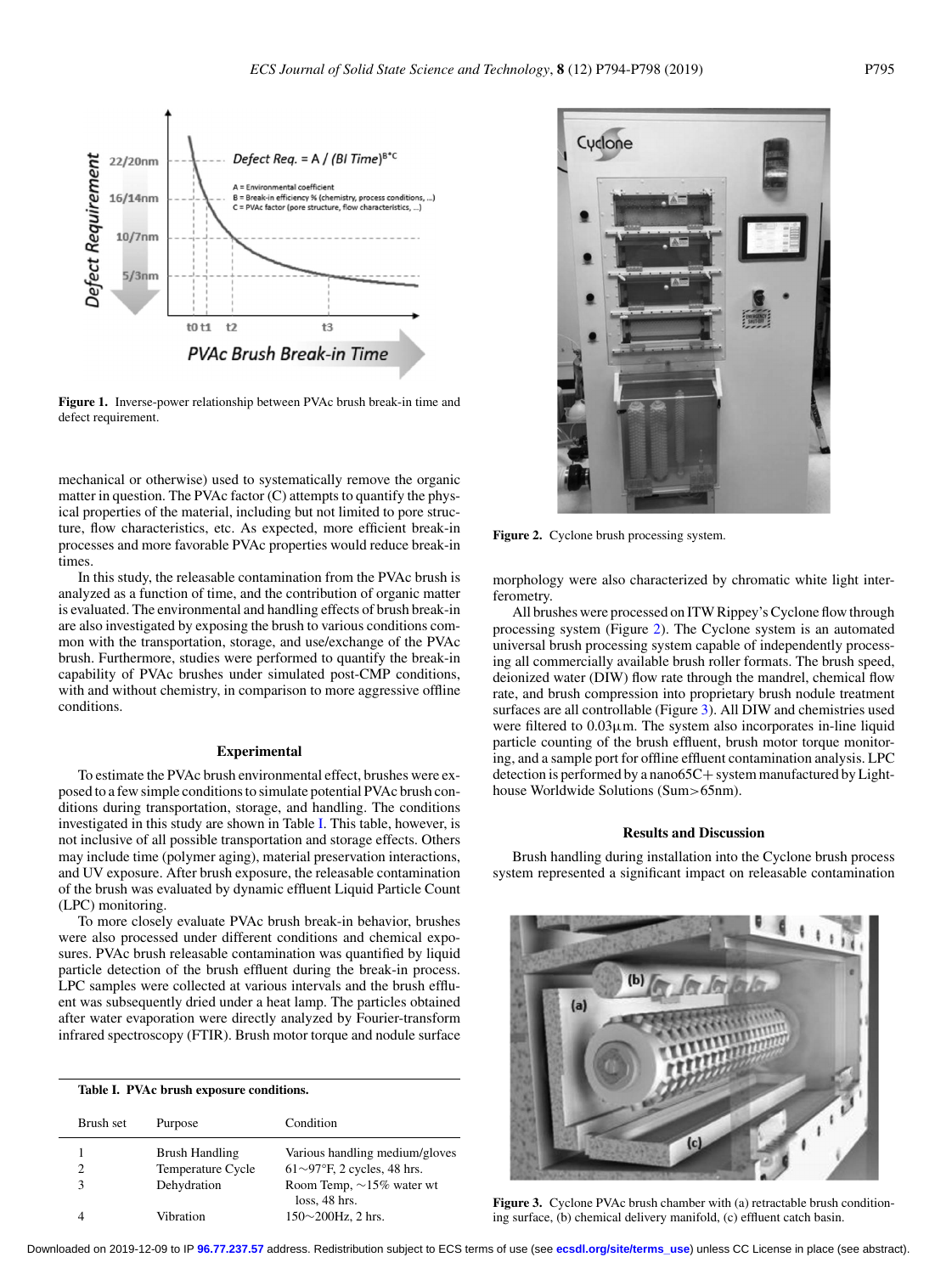Figure 1. Inverse-power relationship between PVAc brush break-in time and defect requirement.

mechanical or otherwise) used to systematically remove the organic matter in question. The PVAc factor (C) attempts to quantify the physical properties of the material, including but not limited to pore structure, flow characteristics, etc. As expected, more efficient break-in processes and more favorable PVAc properties would reduce break-in times.

In this study, the releasable contamination from the PVAc brush is analyzed as a function of time, and the contribution of organic matter is evaluated. The environmental and handling effects of brush break-in are also investigated by exposing the brush to various conditions common with the transportation, storage, and use/exchange of the PVAc brush. Furthermore, studies were performed to quantify the break-in capability of PVAc brushes under simulated post-CMP conditions, with and without chemistry, in comparison to more aggressive offline conditions.

## Experimental

To estimate the PVAc brush environmental effect, brushes were exposed to a few simple conditions to simulate potential PVAc brush conditions during transportation, storage, and handling. The conditions investigated in this study are shown in Table I. This table, however, is not inclusive of all possible transportation and storage effects. Others may include time (polymer aging), material preservation interactions, and UV exposure. After brush exposure, the releasable contamination of the brush was evaluated by dynamic effluent Liquid Particle Count (LPC) monitoring.

To more closely evaluate PVAc brush break-in behavior, brushes were also processed under different conditions and chemical exposures. PVAc brush releasable contamination was quantified by liquid particle detection of the brush effluent during the break-in process. LPC samples were collected at various intervals and the brush effluent was subsequently dried under a heat lamp. The particles obtained after water evaporation were directly analyzed by Fourier-transform infrared spectroscopy (FTIR). Brush motor torque and nodule surface morphology were also characterized by chromatic white light interferometry.

**Table I. PVAc brush exposure conditions.**

| Brush set | Purpose | Condition |
|---|---|---|
| 1 | Brush Handling | Various handling medium/gloves |
| 2 | Temperature Cycle | 61~97°F, 2 cycles, 48 hrs. |
| 3 | Dehydration | Room Temp, ~15% water wt loss, 48 hrs. |
| 4 | Vibration | 150~200Hz, 2 hrs. |

Figure 2. Cyclone brush processing system.

All brushes were processed on ITW Rippey's Cyclone flow through processing system (Figure 2). The Cyclone system is an automated universal brush processing system capable of independently processing all commercially available brush roller formats. The brush speed, deionized water (DIW) flow rate through the mandrel, chemical flow rate, and brush compression into proprietary brush nodule treatment surfaces are all controllable (Figure 3). All DIW and chemistries used were filtered to 0.03μm. The system also incorporates in-line liquid particle counting of the brush effluent, brush motor torque monitoring, and a sample port for offline effluent contamination analysis. LPC detection is performed by a nano65C+ system manufactured by Lighthouse Worldwide Solutions (Sum>65nm).

## Results and Discussion

Brush handling during installation into the Cyclone brush process system represented a significant impact on releasable contamination

Figure 3. Cyclone PVAc brush chamber with (a) retractable brush conditioning surface, (b) chemical delivery manifold, (c) effluent catch basin.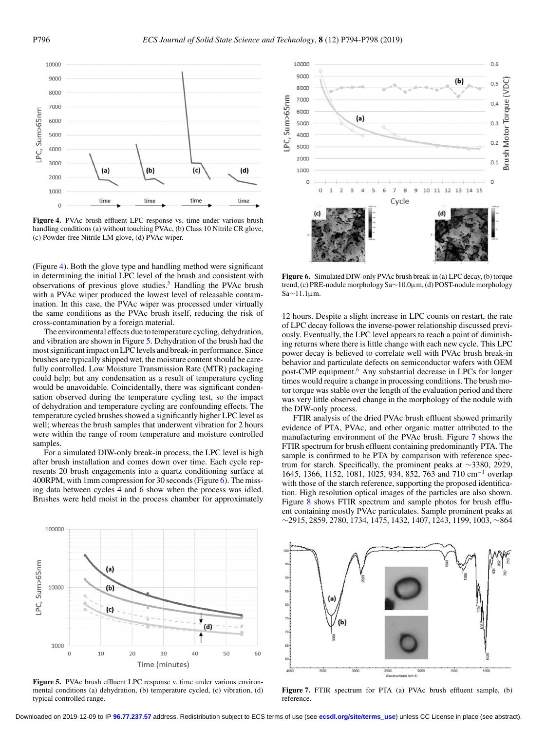Figure 4. PVAc brush effluent LPC response vs. time under various brush handling conditions (a) without touching PVAc, (b) Class 10 Nitrile CR glove, (c) Powder-free Nitrile LM glove, (d) PVAc wiper.

(Figure 4). Both the glove type and handling method were significant in determining the initial LPC level of the brush and consistent with observations of previous glove studies.[5] Handling the PVAc brush with a PVAc wiper produced the lowest level of releasable contamination. In this case, the PVAc wiper was processed under virtually the same conditions as the PVAc brush itself, reducing the risk of cross-contamination by a foreign material.

The environmental effects due to temperature cycling, dehydration, and vibration are shown in Figure 5. Dehydration of the brush had the most significant impact on LPC levels and break-in performance. Since brushes are typically shipped wet, the moisture content should be carefully controlled. Low Moisture Transmission Rate (MTR) packaging could help; but any condensation as a result of temperature cycling would be unavoidable. Coincidentally, there was significant condensation observed during the temperature cycling test, so the impact of dehydration and temperature cycling are confounding effects. The temperature cycled brushes showed a significantly higher LPC level as well; whereas the brush samples that underwent vibration for 2 hours were within the range of room temperature and moisture controlled samples.

For a simulated DIW-only break-in process, the LPC level is high after brush installation and comes down over time. Each cycle represents 20 brush engagements into a quartz conditioning surface at 400RPM, with 1mm compression for 30 seconds (Figure 6). The missing data between cycles 4 and 6 show when the process was idled. Brushes were held moist in the process chamber for approximately 12 hours. Despite a slight increase in LPC counts on restart, the rate of LPC decay follows the inverse-power relationship discussed previously. Eventually, the LPC level appears to reach a point of diminishing returns where there is little change with each new cycle. This LPC power decay is believed to correlate well with PVAc brush break-in behavior and particulate defects on semiconductor wafers with OEM post-CMP equipment.[6] Any substantial decrease in LPCs for longer times would require a change in processing conditions. The brush motor torque was stable over the length of the evaluation period and there was very little observed change in the morphology of the nodule with the DIW-only process.

Figure 5. PVAc brush effluent LPC response v. time under various environmental conditions (a) dehydration, (b) temperature cycled, (c) vibration, (d) typical controlled range.

Figure 6. Simulated DIW-only PVAc brush break-in (a) LPC decay, (b) torque trend, (c) PRE-nodule morphology Sa∼10.0μm, (d) POST-nodule morphology Sa∼11.1μm.

FTIR analysis of the dried PVAc brush effluent showed primarily evidence of PTA, PVAc, and other organic matter attributed to the manufacturing environment of the PVAc brush. Figure 7 shows the FTIR spectrum for brush effluent containing predominantly PTA. The sample is confirmed to be PTA by comparison with reference spectrum for starch. Specifically, the prominent peaks at ∼3380, 2929, 1645, 1366, 1152, 1081, 1025, 934, 852, 763 and 710 $cm^{-1}$ overlap with those of the starch reference, supporting the proposed identification. High resolution optical images of the particles are also shown. Figure 8 shows FTIR spectrum and sample photos for brush effluent containing mostly PVAc particulates. Sample prominent peaks at ∼2915, 2859, 2780, 1734, 1475, 1432, 1407, 1243, 1199, 1003, ∼864

Figure 7. FTIR spectrum for PTA (a) PVAc brush effluent sample, (b) reference.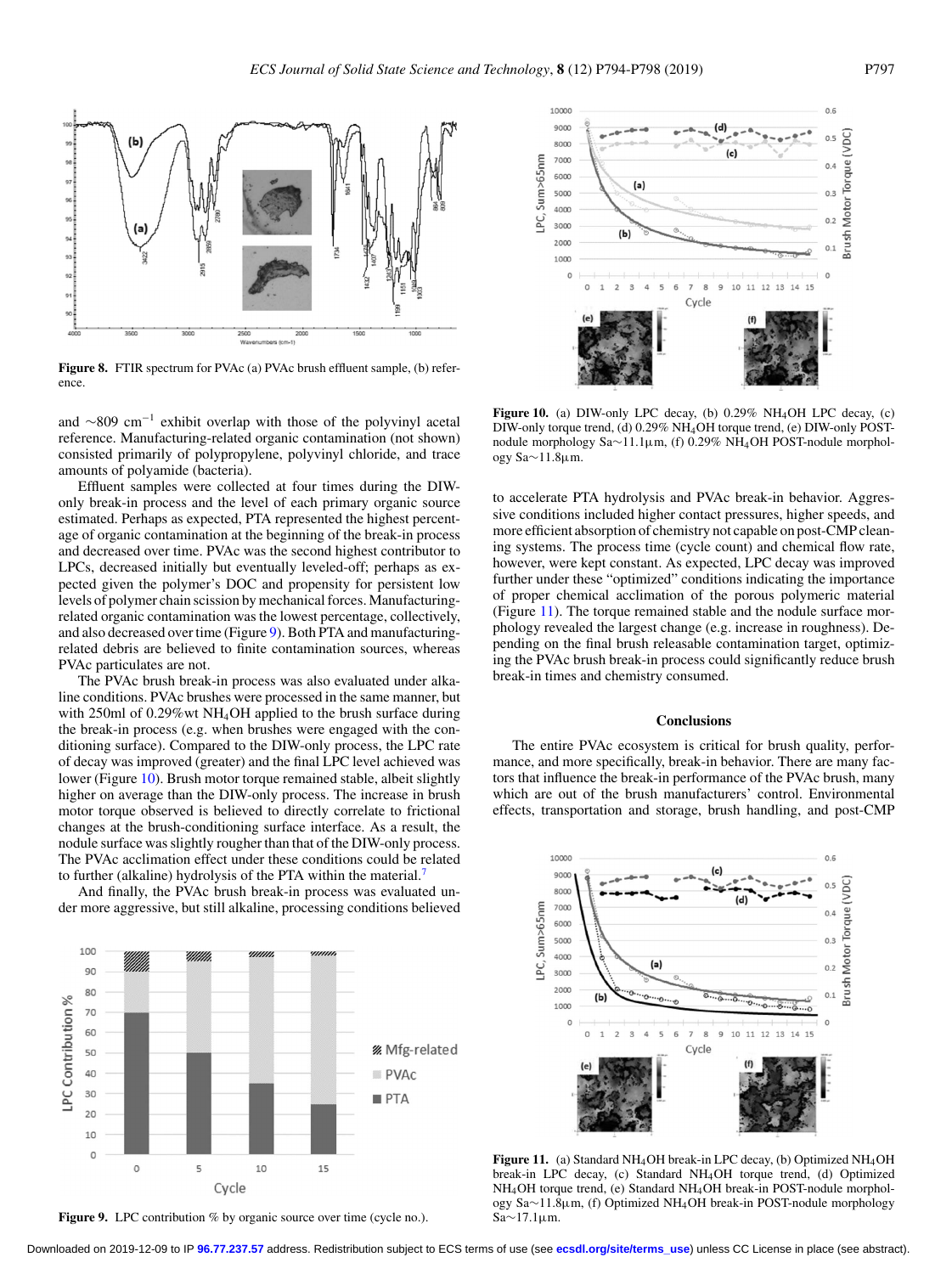Figure 8. FTIR spectrum for PVAc (a) PVAc brush effluent sample, (b) reference.

and ~809 cm$^{-1}$ exhibit overlap with those of the polyvinyl acetal reference. Manufacturing-related organic contamination (not shown) consisted primarily of polypropylene, polyvinyl chloride, and trace amounts of polyamide (bacteria).

Effluent samples were collected at four times during the DIW-only break-in process and the level of each primary organic source estimated. Perhaps as expected, PTA represented the highest percentage of organic contamination at the beginning of the break-in process and decreased over time. PVAc was the second highest contributor to LPCs, decreased initially but eventually leveled-off; perhaps as expected given the polymer's DOC and propensity for persistent low levels of polymer chain scission by mechanical forces. Manufacturing-related organic contamination was the lowest percentage, collectively, and also decreased over time (Figure 9). Both PTA and manufacturing-related debris are believed to finite contamination sources, whereas PVAc particulates are not.

The PVAc brush break-in process was also evaluated under alkaline conditions. PVAc brushes were processed in the same manner, but with 250ml of 0.29%wt $NH_4OH$ applied to the brush surface during the break-in process (e.g. when brushes were engaged with the conditioning surface). Compared to the DIW-only process, the LPC rate of decay was improved (greater) and the final LPC level achieved was lower (Figure 10). Brush motor torque remained stable, albeit slightly higher on average than the DIW-only process. The increase in brush motor torque observed is believed to directly correlate to frictional changes at the brush-conditioning surface interface. As a result, the nodule surface was slightly rougher than that of the DIW-only process. The PVAc acclimation effect under these conditions could be related to further (alkaline) hydrolysis of the PTA within the material.[7]

And finally, the PVAc brush break-in process was evaluated under more aggressive, but still alkaline, processing conditions believed to accelerate PTA hydrolysis and PVAc break-in behavior. Aggressive conditions included higher contact pressures, higher speeds, and more efficient absorption of chemistry not capable on post-CMP cleaning systems. The process time (cycle count) and chemical flow rate, however, were kept constant. As expected, LPC decay was improved further under these "optimized" conditions indicating the importance of proper chemical acclimation of the porous polymeric material (Figure 11). The torque remained stable and the nodule surface morphology revealed the largest change (e.g. increase in roughness). Depending on the final brush releasable contamination target, optimizing the PVAc brush break-in process could significantly reduce brush break-in times and chemistry consumed.

Figure 9. LPC contribution % by organic source over time (cycle no.).

Figure 10. (a) DIW-only LPC decay, (b) 0.29% $NH_4OH$ LPC decay, (c) DIW-only torque trend, (d) 0.29% $NH_4OH$ torque trend, (e) DIW-only POST-nodule morphology Sa~11.1μm, (f) 0.29% $NH_4OH$ POST-nodule morphology Sa~11.8μm.

## Conclusions

The entire PVAc ecosystem is critical for brush quality, performance, and more specifically, break-in behavior. There are many factors that influence the break-in performance of the PVAc brush, many which are out of the brush manufacturers' control. Environmental effects, transportation and storage, brush handling, and post-CMP

Figure 11. (a) Standard $NH_4OH$ break-in LPC decay, (b) Optimized $NH_4OH$ break-in LPC decay, (c) Standard $NH_4OH$ torque trend, (d) Optimized $NH_4OH$ torque trend, (e) Standard $NH_4OH$ break-in POST-nodule morphology Sa~11.8μm, (f) Optimized $NH_4OH$ break-in POST-nodule morphology Sa~17.1μm.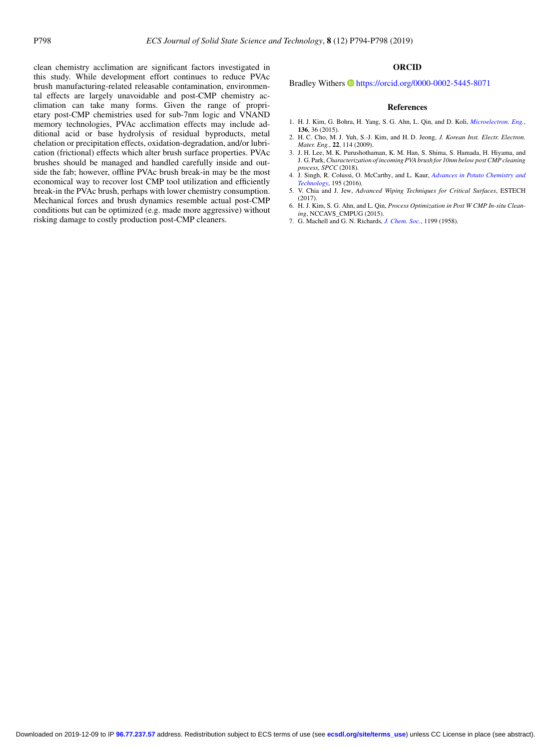clean chemistry acclimation are significant factors investigated in this study. While development effort continues to reduce PVAc brush manufacturing-related releasable contamination, environmental effects are largely unavoidable and post-CMP chemistry acclimation can take many forms. Given the range of proprietary post-CMP chemistries used for sub-7nm logic and VNAND memory technologies, PVAc acclimation effects may include additional acid or base hydrolysis of residual byproducts, metal chelation or precipitation effects, oxidation-degradation, and/or lubrication (frictional) effects which alter brush surface properties. PVAc brushes should be managed and handled carefully inside and outside the fab; however, offline PVAc brush break-in may be the most economical way to recover lost CMP tool utilization and efficiently break-in the PVAc brush, perhaps with lower chemistry consumption. Mechanical forces and brush dynamics resemble actual post-CMP conditions but can be optimized (e.g. made more aggressive) without risking damage to costly production post-CMP cleaners.

## ORCID

Bradley Withers https://orcid.org/0000-0002-5445-8071

## References

1. H. J. Kim, G. Bohra, H. Yang, S. G. Ahn, L. Qin, and D. Koli, *Microelectron. Eng.*, **136**, 36 (2015).
2. H. C. Cho, M. J. Yuh, S.-J. Kim, and H. D. Jeong, *J. Korean Inst. Electr. Electron. Mater. Eng.*, **22**, 114 (2009).
3. J. H. Lee, M. K. Purushothaman, K. M. Han, S. Shima, S. Hamada, H. Hiyama, and J. G. Park, *Characterization of incoming PVA brush for 10nm below post CMP cleaning process*, *SPCC* (2018).
4. J. Singh, R. Colussi, O. McCarthy, and L. Kaur, *Advances in Potato Chemistry and Technology*, 195 (2016).
5. V. Chia and J. Jew, *Advanced Wiping Techniques for Critical Surfaces*, ESTECH (2017).
6. H. J. Kim, S. G. Ahn, and L. Qin, *Process Optimization in Post W CMP In-situ Cleaning*, NCCAVS_CMPUG (2015).
7. G. Machell and G. N. Richards, *J. Chem. Soc.*, 1199 (1958).